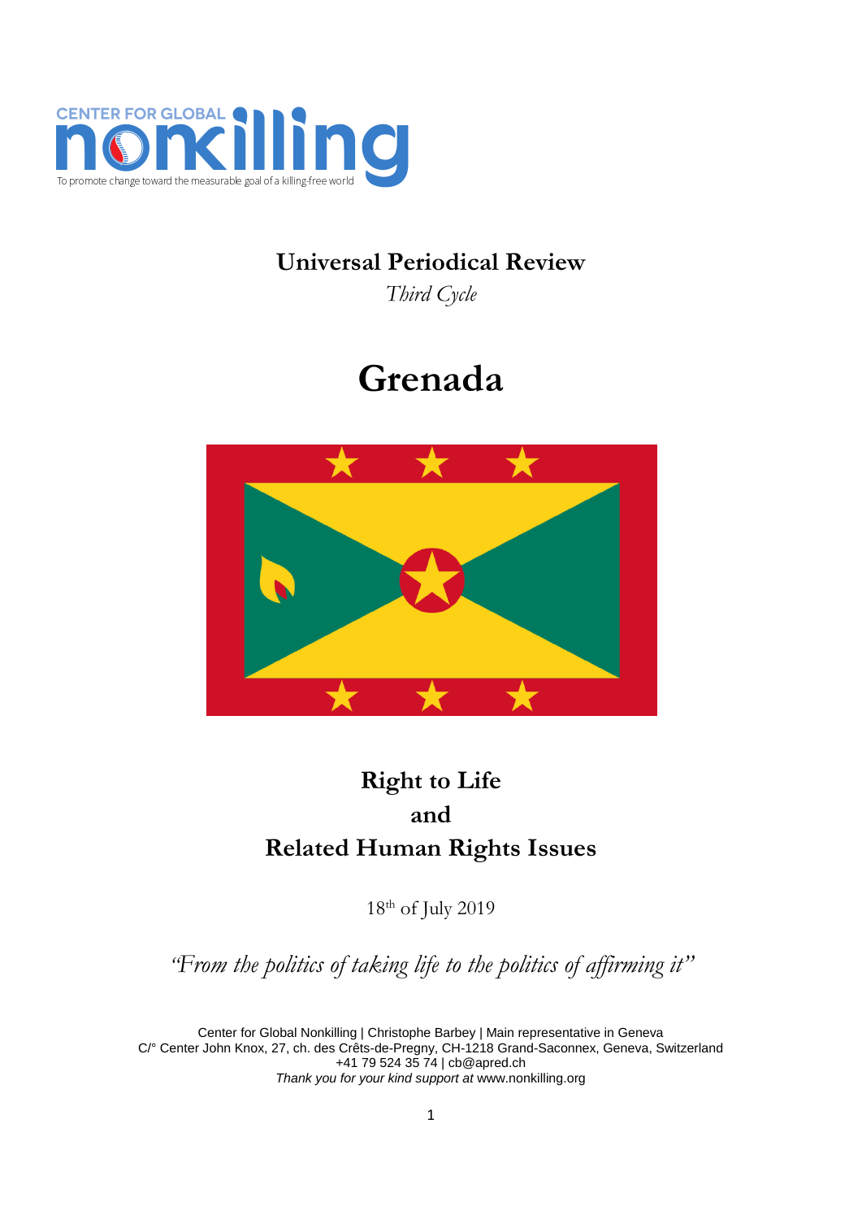CENTER FOR GLOBAL nonkilling

To promote change toward the measurable goal of a killing-free world

## Universal Periodical Review

*Third Cycle*

# Grenada

## Right to Life
## and
## Related Human Rights Issues

18th of July 2019

*"From the politics of taking life to the politics of affirming it"*

Center for Global Nonkilling | Christophe Barbey | Main representative in Geneva
C/° Center John Knox, 27, ch. des Crêts-de-Pregny, CH-1218 Grand-Saconnex, Geneva, Switzerland
+41 79 524 35 74 | cb@apred.ch
*Thank you for your kind support at* www.nonkilling.org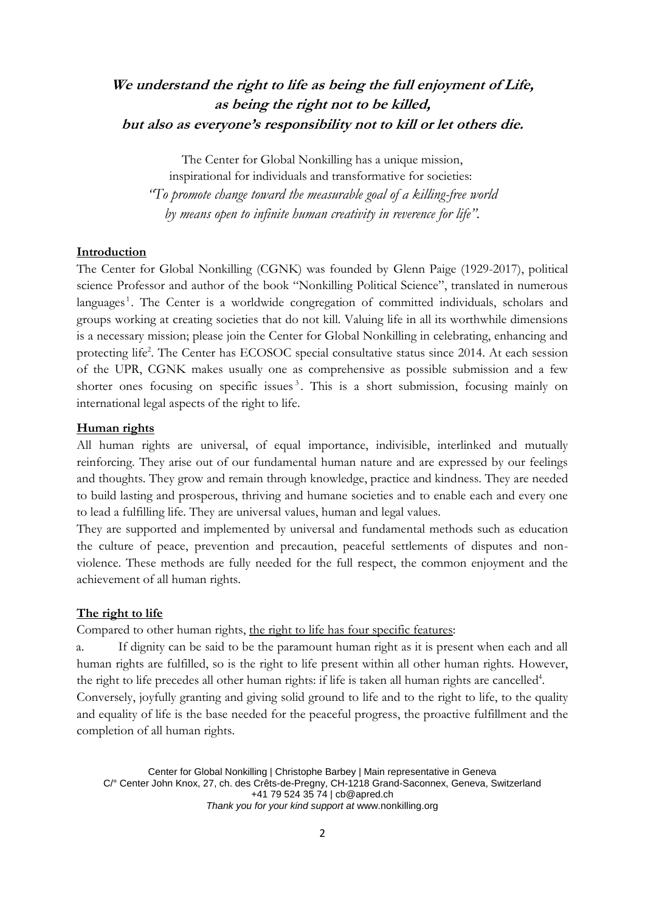**_We understand the right to life as being the full enjoyment of Life, as being the right not to be killed, but also as everyone's responsibility not to kill or let others die._**

The Center for Global Nonkilling has a unique mission, inspirational for individuals and transformative for societies: *"To promote change toward the measurable goal of a killing-free world by means open to infinite human creativity in reverence for life".*

## Introduction

The Center for Global Nonkilling (CGNK) was founded by Glenn Paige (1929-2017), political science Professor and author of the book "Nonkilling Political Science", translated in numerous languages[1]. The Center is a worldwide congregation of committed individuals, scholars and groups working at creating societies that do not kill. Valuing life in all its worthwhile dimensions is a necessary mission; please join the Center for Global Nonkilling in celebrating, enhancing and protecting life[2]. The Center has ECOSOC special consultative status since 2014. At each session of the UPR, CGNK makes usually one as comprehensive as possible submission and a few shorter ones focusing on specific issues[3]. This is a short submission, focusing mainly on international legal aspects of the right to life.

## Human rights

All human rights are universal, of equal importance, indivisible, interlinked and mutually reinforcing. They arise out of our fundamental human nature and are expressed by our feelings and thoughts. They grow and remain through knowledge, practice and kindness. They are needed to build lasting and prosperous, thriving and humane societies and to enable each and every one to lead a fulfilling life. They are universal values, human and legal values.

They are supported and implemented by universal and fundamental methods such as education the culture of peace, prevention and precaution, peaceful settlements of disputes and non-violence. These methods are fully needed for the full respect, the common enjoyment and the achievement of all human rights.

## The right to life

Compared to other human rights, the right to life has four specific features:

a. If dignity can be said to be the paramount human right as it is present when each and all human rights are fulfilled, so is the right to life present within all other human rights. However, the right to life precedes all other human rights: if life is taken all human rights are cancelled[4].
Conversely, joyfully granting and giving solid ground to life and to the right to life, to the quality and equality of life is the base needed for the peaceful progress, the proactive fulfillment and the completion of all human rights.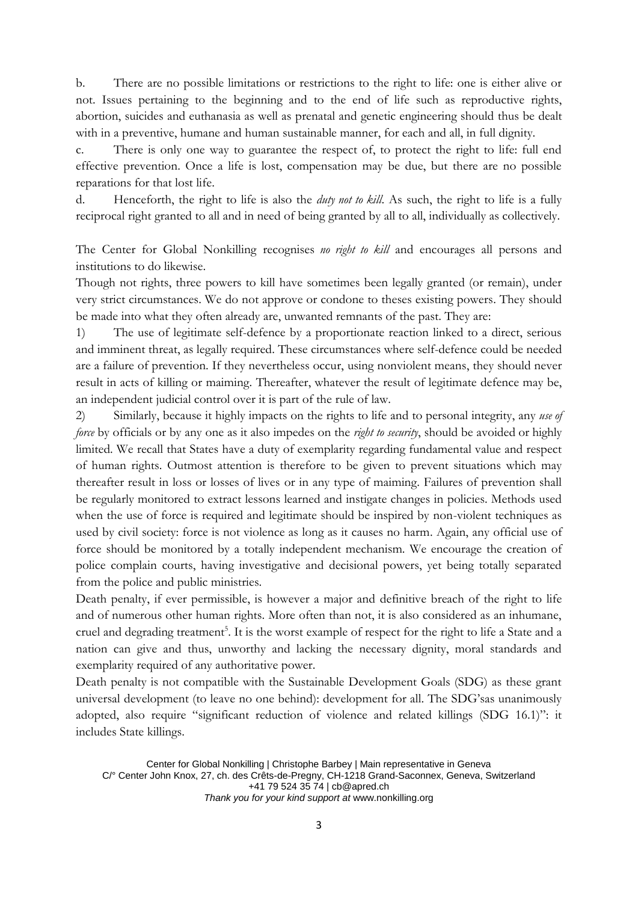b. There are no possible limitations or restrictions to the right to life: one is either alive or not. Issues pertaining to the beginning and to the end of life such as reproductive rights, abortion, suicides and euthanasia as well as prenatal and genetic engineering should thus be dealt with in a preventive, humane and human sustainable manner, for each and all, in full dignity.

c. There is only one way to guarantee the respect of, to protect the right to life: full end effective prevention. Once a life is lost, compensation may be due, but there are no possible reparations for that lost life.

d. Henceforth, the right to life is also the *duty not to kill*. As such, the right to life is a fully reciprocal right granted to all and in need of being granted by all to all, individually as collectively.

The Center for Global Nonkilling recognises *no right to kill* and encourages all persons and institutions to do likewise.

Though not rights, three powers to kill have sometimes been legally granted (or remain), under very strict circumstances. We do not approve or condone to theses existing powers. They should be made into what they often already are, unwanted remnants of the past. They are:

1) The use of legitimate self-defence by a proportionate reaction linked to a direct, serious and imminent threat, as legally required. These circumstances where self-defence could be needed are a failure of prevention. If they nevertheless occur, using nonviolent means, they should never result in acts of killing or maiming. Thereafter, whatever the result of legitimate defence may be, an independent judicial control over it is part of the rule of law.

2) Similarly, because it highly impacts on the rights to life and to personal integrity, any *use of force* by officials or by any one as it also impedes on the *right to security*, should be avoided or highly limited. We recall that States have a duty of exemplarity regarding fundamental value and respect of human rights. Outmost attention is therefore to be given to prevent situations which may thereafter result in loss or losses of lives or in any type of maiming. Failures of prevention shall be regularly monitored to extract lessons learned and instigate changes in policies. Methods used when the use of force is required and legitimate should be inspired by non-violent techniques as used by civil society: force is not violence as long as it causes no harm. Again, any official use of force should be monitored by a totally independent mechanism. We encourage the creation of police complain courts, having investigative and decisional powers, yet being totally separated from the police and public ministries.

Death penalty, if ever permissible, is however a major and definitive breach of the right to life and of numerous other human rights. More often than not, it is also considered as an inhumane, cruel and degrading treatment[5]. It is the worst example of respect for the right to life a State and a nation can give and thus, unworthy and lacking the necessary dignity, moral standards and exemplarity required of any authoritative power.

Death penalty is not compatible with the Sustainable Development Goals (SDG) as these grant universal development (to leave no one behind): development for all. The SDG'sas unanimously adopted, also require "significant reduction of violence and related killings (SDG 16.1)": it includes State killings.

Center for Global Nonkilling | Christophe Barbey | Main representative in Geneva
C/° Center John Knox, 27, ch. des Crêts-de-Pregny, CH-1218 Grand-Saconnex, Geneva, Switzerland
+41 79 524 35 74 | cb@apred.ch
*Thank you for your kind support at* www.nonkilling.org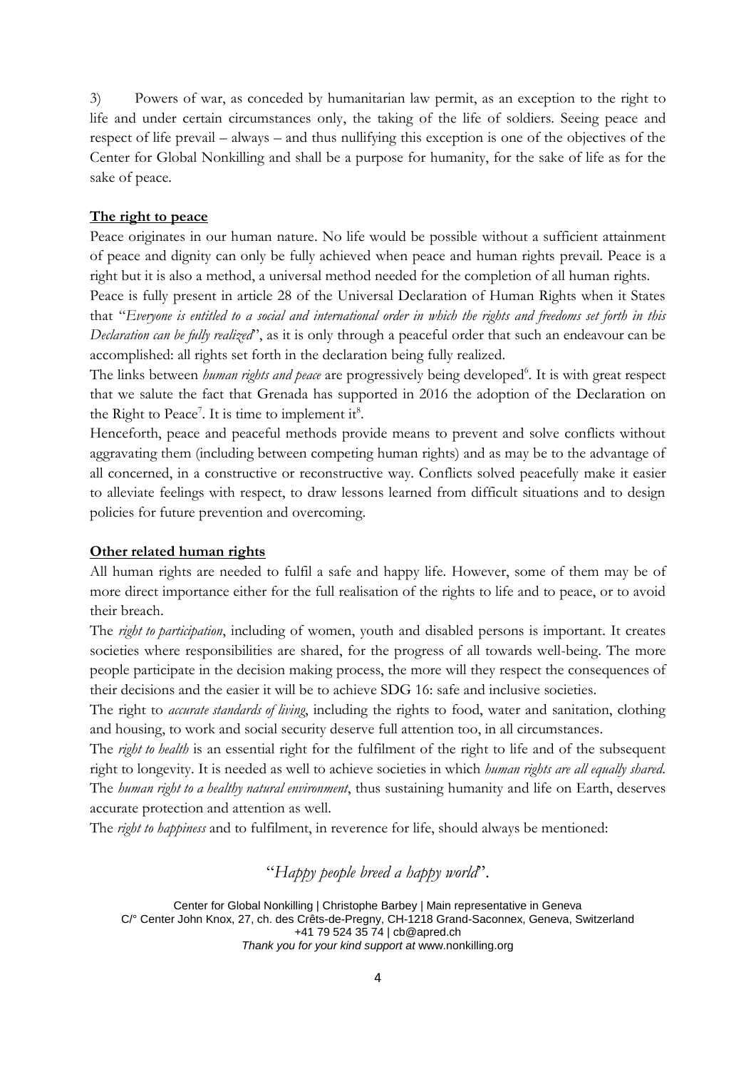3) Powers of war, as conceded by humanitarian law permit, as an exception to the right to life and under certain circumstances only, the taking of the life of soldiers. Seeing peace and respect of life prevail – always – and thus nullifying this exception is one of the objectives of the Center for Global Nonkilling and shall be a purpose for humanity, for the sake of life as for the sake of peace.

**The right to peace**

Peace originates in our human nature. No life would be possible without a sufficient attainment of peace and dignity can only be fully achieved when peace and human rights prevail. Peace is a right but it is also a method, a universal method needed for the completion of all human rights.

Peace is fully present in article 28 of the Universal Declaration of Human Rights when it States that "*Everyone is entitled to a social and international order in which the rights and freedoms set forth in this Declaration can be fully realized*", as it is only through a peaceful order that such an endeavour can be accomplished: all rights set forth in the declaration being fully realized.

The links between *human rights and peace* are progressively being developed[6]. It is with great respect that we salute the fact that Grenada has supported in 2016 the adoption of the Declaration on the Right to Peace[7]. It is time to implement it[8].

Henceforth, peace and peaceful methods provide means to prevent and solve conflicts without aggravating them (including between competing human rights) and as may be to the advantage of all concerned, in a constructive or reconstructive way. Conflicts solved peacefully make it easier to alleviate feelings with respect, to draw lessons learned from difficult situations and to design policies for future prevention and overcoming.

**Other related human rights**

All human rights are needed to fulfil a safe and happy life. However, some of them may be of more direct importance either for the full realisation of the rights to life and to peace, or to avoid their breach.

The *right to participation*, including of women, youth and disabled persons is important. It creates societies where responsibilities are shared, for the progress of all towards well-being. The more people participate in the decision making process, the more will they respect the consequences of their decisions and the easier it will be to achieve SDG 16: safe and inclusive societies.

The right to *accurate standards of living*, including the rights to food, water and sanitation, clothing and housing, to work and social security deserve full attention too, in all circumstances.

The *right to health* is an essential right for the fulfilment of the right to life and of the subsequent right to longevity. It is needed as well to achieve societies in which *human rights are all equally shared*. The *human right to a healthy natural environment*, thus sustaining humanity and life on Earth, deserves accurate protection and attention as well.

The *right to happiness* and to fulfilment, in reverence for life, should always be mentioned:

"*Happy people breed a happy world*".

Center for Global Nonkilling | Christophe Barbey | Main representative in Geneva
C/° Center John Knox, 27, ch. des Crêts-de-Pregny, CH-1218 Grand-Saconnex, Geneva, Switzerland
+41 79 524 35 74 | cb@apred.ch
*Thank you for your kind support at* www.nonkilling.org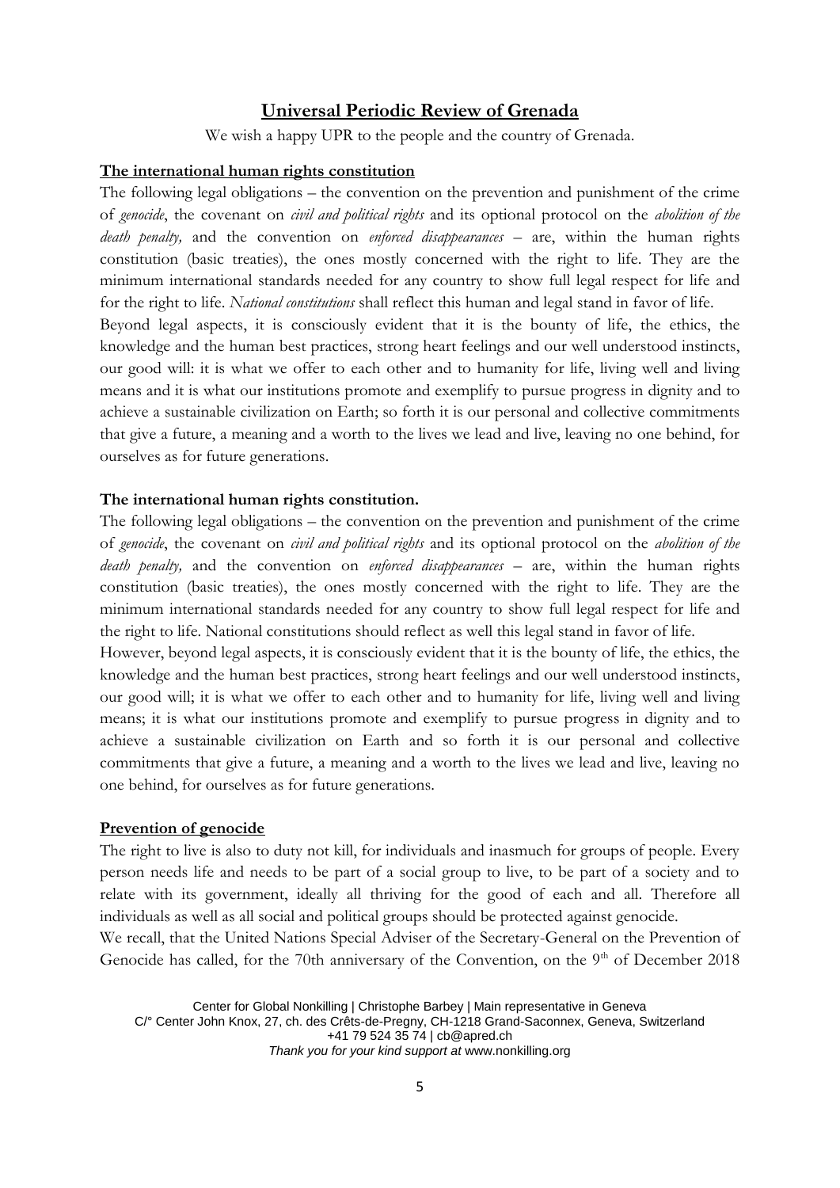## Universal Periodic Review of Grenada

We wish a happy UPR to the people and the country of Grenada.

### The international human rights constitution

The following legal obligations – the convention on the prevention and punishment of the crime of *genocide*, the covenant on *civil and political rights* and its optional protocol on the *abolition of the death penalty,* and the convention on *enforced disappearances* – are, within the human rights constitution (basic treaties), the ones mostly concerned with the right to life. They are the minimum international standards needed for any country to show full legal respect for life and for the right to life. *National constitutions* shall reflect this human and legal stand in favor of life.

Beyond legal aspects, it is consciously evident that it is the bounty of life, the ethics, the knowledge and the human best practices, strong heart feelings and our well understood instincts, our good will: it is what we offer to each other and to humanity for life, living well and living means and it is what our institutions promote and exemplify to pursue progress in dignity and to achieve a sustainable civilization on Earth; so forth it is our personal and collective commitments that give a future, a meaning and a worth to the lives we lead and live, leaving no one behind, for ourselves as for future generations.

**The international human rights constitution.**

The following legal obligations – the convention on the prevention and punishment of the crime of *genocide*, the covenant on *civil and political rights* and its optional protocol on the *abolition of the death penalty,* and the convention on *enforced disappearances* – are, within the human rights constitution (basic treaties), the ones mostly concerned with the right to life. They are the minimum international standards needed for any country to show full legal respect for life and the right to life. National constitutions should reflect as well this legal stand in favor of life.

However, beyond legal aspects, it is consciously evident that it is the bounty of life, the ethics, the knowledge and the human best practices, strong heart feelings and our well understood instincts, our good will; it is what we offer to each other and to humanity for life, living well and living means; it is what our institutions promote and exemplify to pursue progress in dignity and to achieve a sustainable civilization on Earth and so forth it is our personal and collective commitments that give a future, a meaning and a worth to the lives we lead and live, leaving no one behind, for ourselves as for future generations.

### Prevention of genocide

The right to live is also to duty not kill, for individuals and inasmuch for groups of people. Every person needs life and needs to be part of a social group to live, to be part of a society and to relate with its government, ideally all thriving for the good of each and all. Therefore all individuals as well as all social and political groups should be protected against genocide.

We recall, that the United Nations Special Adviser of the Secretary-General on the Prevention of Genocide has called, for the 70th anniversary of the Convention, on the 9th of December 2018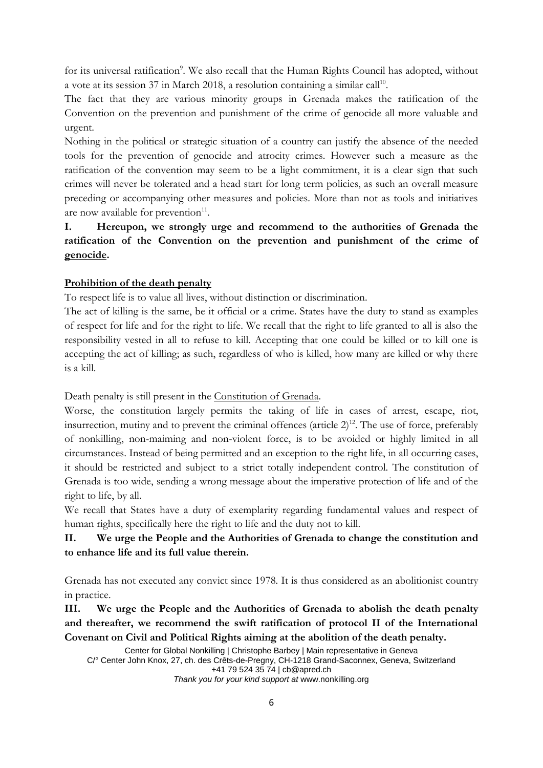for its universal ratification[9]. We also recall that the Human Rights Council has adopted, without a vote at its session 37 in March 2018, a resolution containing a similar call[10].

The fact that they are various minority groups in Grenada makes the ratification of the Convention on the prevention and punishment of the crime of genocide all more valuable and urgent.

Nothing in the political or strategic situation of a country can justify the absence of the needed tools for the prevention of genocide and atrocity crimes. However such a measure as the ratification of the convention may seem to be a light commitment, it is a clear sign that such crimes will never be tolerated and a head start for long term policies, as such an overall measure preceding or accompanying other measures and policies. More than not as tools and initiatives are now available for prevention[11].

**I. Hereupon, we strongly urge and recommend to the authorities of Grenada the ratification of the Convention on the prevention and punishment of the crime of genocide.**

**Prohibition of the death penalty**

To respect life is to value all lives, without distinction or discrimination.

The act of killing is the same, be it official or a crime. States have the duty to stand as examples of respect for life and for the right to life. We recall that the right to life granted to all is also the responsibility vested in all to refuse to kill. Accepting that one could be killed or to kill one is accepting the act of killing; as such, regardless of who is killed, how many are killed or why there is a kill.

Death penalty is still present in the Constitution of Grenada.

Worse, the constitution largely permits the taking of life in cases of arrest, escape, riot, insurrection, mutiny and to prevent the criminal offences (article 2)[12]. The use of force, preferably of nonkilling, non-maiming and non-violent force, is to be avoided or highly limited in all circumstances. Instead of being permitted and an exception to the right life, in all occurring cases, it should be restricted and subject to a strict totally independent control. The constitution of Grenada is too wide, sending a wrong message about the imperative protection of life and of the right to life, by all.

We recall that States have a duty of exemplarity regarding fundamental values and respect of human rights, specifically here the right to life and the duty not to kill.

**II. We urge the People and the Authorities of Grenada to change the constitution and to enhance life and its full value therein.**

Grenada has not executed any convict since 1978. It is thus considered as an abolitionist country in practice.

**III. We urge the People and the Authorities of Grenada to abolish the death penalty and thereafter, we recommend the swift ratification of protocol II of the International Covenant on Civil and Political Rights aiming at the abolition of the death penalty.**

Center for Global Nonkilling | Christophe Barbey | Main representative in Geneva
C/° Center John Knox, 27, ch. des Crêts-de-Pregny, CH-1218 Grand-Saconnex, Geneva, Switzerland
+41 79 524 35 74 | cb@apred.ch
*Thank you for your kind support at* www.nonkilling.org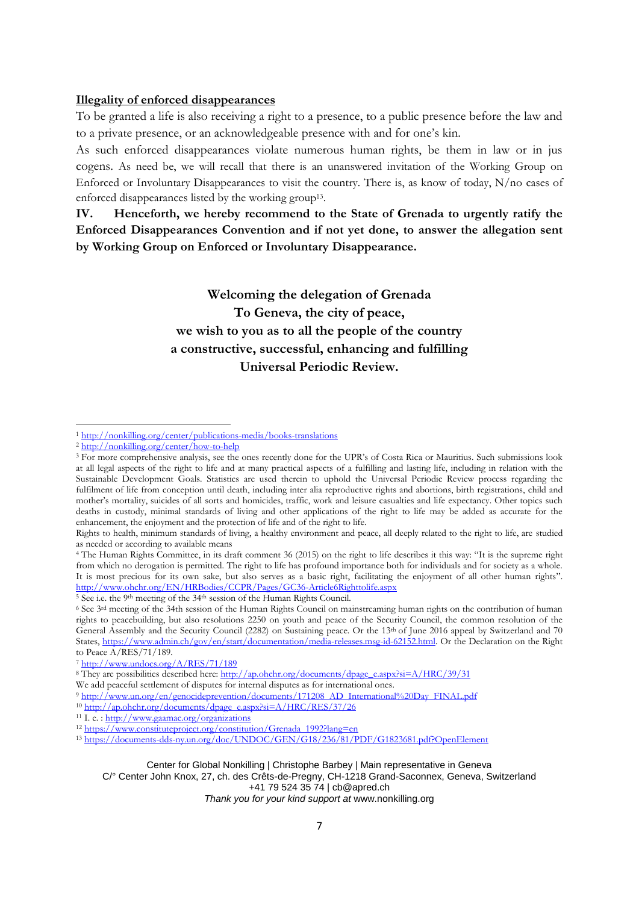**Illegality of enforced disappearances**

To be granted a life is also receiving a right to a presence, to a public presence before the law and to a private presence, or an acknowledgeable presence with and for one's kin.

As such enforced disappearances violate numerous human rights, be them in law or in jus cogens. As need be, we will recall that there is an unanswered invitation of the Working Group on Enforced or Involuntary Disappearances to visit the country. There is, as know of today, N/no cases of enforced disappearances listed by the working group[13].

**IV. Henceforth, we hereby recommend to the State of Grenada to urgently ratify the Enforced Disappearances Convention and if not yet done, to answer the allegation sent by Working Group on Enforced or Involuntary Disappearance.**

**Welcoming the delegation of Grenada**
**To Geneva, the city of peace,**
**we wish to you as to all the people of the country**
**a constructive, successful, enhancing and fulfilling**
**Universal Periodic Review.**

---

[1] http://nonkilling.org/center/publications-media/books-translations

[2] http://nonkilling.org/center/how-to-help

[3] For more comprehensive analysis, see the ones recently done for the UPR's of Costa Rica or Mauritius. Such submissions look at all legal aspects of the right to life and at many practical aspects of a fulfilling and lasting life, including in relation with the Sustainable Development Goals. Statistics are used therein to uphold the Universal Periodic Review process regarding the fulfilment of life from conception until death, including inter alia reproductive rights and abortions, birth registrations, child and mother's mortality, suicides of all sorts and homicides, traffic, work and leisure casualties and life expectancy. Other topics such deaths in custody, minimal standards of living and other applications of the right to life may be added as accurate for the enhancement, the enjoyment and the protection of life and of the right to life.

Rights to health, minimum standards of living, a healthy environment and peace, all deeply related to the right to life, are studied as needed or according to available means

[4] The Human Rights Committee, in its draft comment 36 (2015) on the right to life describes it this way: "It is the supreme right from which no derogation is permitted. The right to life has profound importance both for individuals and for society as a whole. It is most precious for its own sake, but also serves as a basic right, facilitating the enjoyment of all other human rights". http://www.ohchr.org/EN/HRBodies/CCPR/Pages/GC36-Article6Righttolife.aspx

[5] See i.e. the 9th meeting of the 34th session of the Human Rights Council.

[6] See 3rd meeting of the 34th session of the Human Rights Council on mainstreaming human rights on the contribution of human rights to peacebuilding, but also resolutions 2250 on youth and peace of the Security Council, the common resolution of the General Assembly and the Security Council (2282) on Sustaining peace. Or the 13th of June 2016 appeal by Switzerland and 70 States, https://www.admin.ch/gov/en/start/documentation/media-releases.msg-id-62152.html. Or the Declaration on the Right to Peace A/RES/71/189.

[7] http://www.undocs.org/A/RES/71/189

[8] They are possibilities described here: http://ap.ohchr.org/documents/dpage_e.aspx?si=A/HRC/39/31

We add peaceful settlement of disputes for internal disputes as for international ones.

[9] http://www.un.org/en/genocideprevention/documents/171208_AD_International%20Day_FINAL.pdf

[10] http://ap.ohchr.org/documents/dpage_e.aspx?si=A/HRC/RES/37/26

[11] I. e. : http://www.gaamac.org/organizations

[12] https://www.constituteproject.org/constitution/Grenada_1992?lang=en

[13] https://documents-dds-ny.un.org/doc/UNDOC/GEN/G18/236/81/PDF/G1823681.pdf?OpenElement

Center for Global Nonkilling | Christophe Barbey | Main representative in Geneva
C/° Center John Knox, 27, ch. des Crêts-de-Pregny, CH-1218 Grand-Saconnex, Geneva, Switzerland
+41 79 524 35 74 | cb@apred.ch
*Thank you for your kind support at* www.nonkilling.org